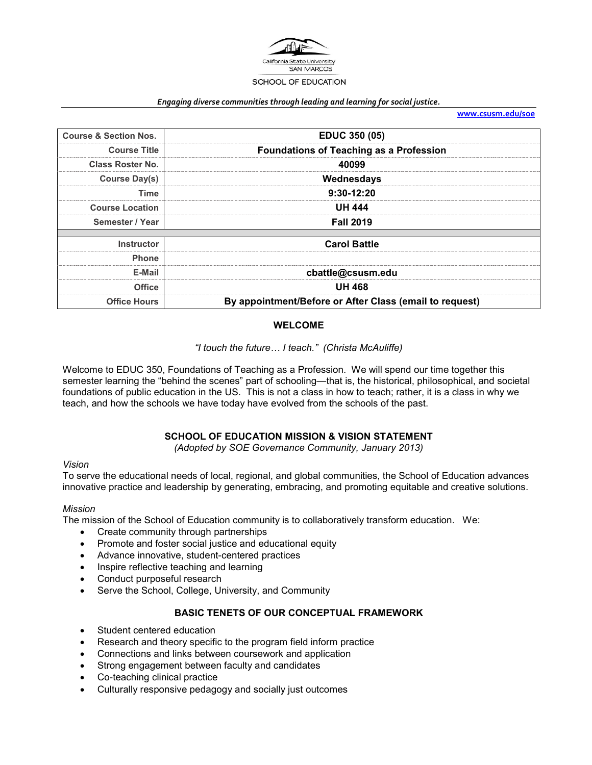California State University SAN MARCOS

SCHOOL OF EDUCATION

***Engaging diverse communities through leading and learning for social justice.***

**www.csusm.edu/soe**

| | |
|---|---|
| **Course & Section Nos.** | **EDUC 350 (05)** |
| **Course Title** | **Foundations of Teaching as a Profession** |
| **Class Roster No.** | **40099** |
| **Course Day(s)** | **Wednesdays** |
| **Time** | **9:30-12:20** |
| **Course Location** | **UH 444** |
| **Semester / Year** | **Fall 2019** |
| | |
| **Instructor** | **Carol Battle** |
| **Phone** | |
| **E-Mail** | **cbattle@csusm.edu** |
| **Office** | **UH 468** |
| **Office Hours** | **By appointment/Before or After Class (email to request)** |

## WELCOME

*"I touch the future… I teach." (Christa McAuliffe)*

Welcome to EDUC 350, Foundations of Teaching as a Profession. We will spend our time together this semester learning the "behind the scenes" part of schooling—that is, the historical, philosophical, and societal foundations of public education in the US. This is not a class in how to teach; rather, it is a class in why we teach, and how the schools we have today have evolved from the schools of the past.

## SCHOOL OF EDUCATION MISSION & VISION STATEMENT

*(Adopted by SOE Governance Community, January 2013)*

*Vision*

To serve the educational needs of local, regional, and global communities, the School of Education advances innovative practice and leadership by generating, embracing, and promoting equitable and creative solutions.

*Mission*

The mission of the School of Education community is to collaboratively transform education. We:

- Create community through partnerships
- Promote and foster social justice and educational equity
- Advance innovative, student-centered practices
- Inspire reflective teaching and learning
- Conduct purposeful research
- Serve the School, College, University, and Community

## BASIC TENETS OF OUR CONCEPTUAL FRAMEWORK

- Student centered education
- Research and theory specific to the program field inform practice
- Connections and links between coursework and application
- Strong engagement between faculty and candidates
- Co-teaching clinical practice
- Culturally responsive pedagogy and socially just outcomes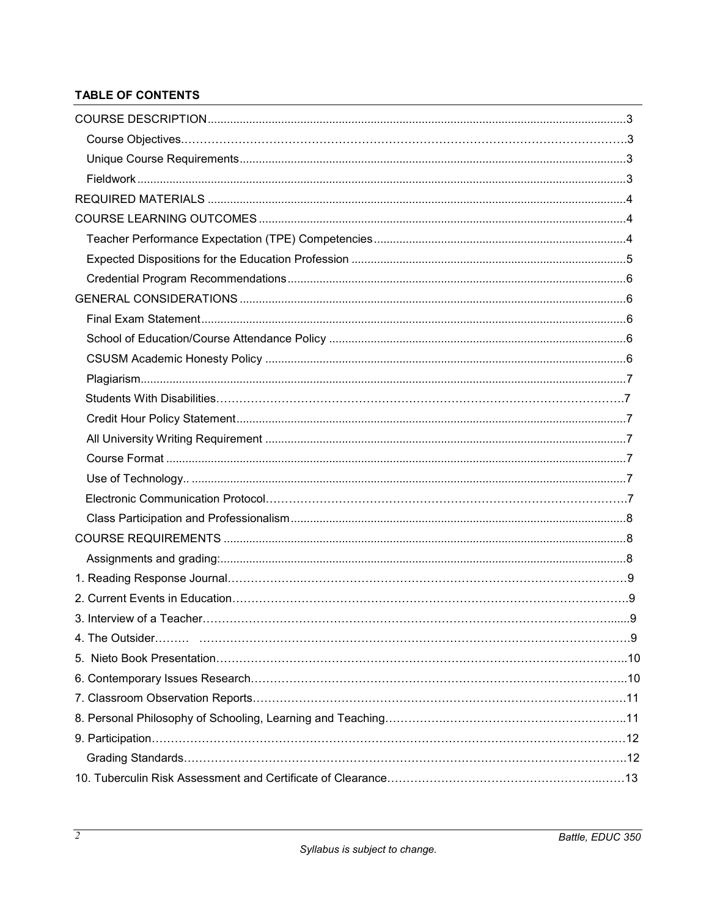**TABLE OF CONTENTS**

COURSE DESCRIPTION.......3

- Course Objectives.......3
- Unique Course Requirements.......3
- Fieldwork.......3

REQUIRED MATERIALS.......4

COURSE LEARNING OUTCOMES.......4

- Teacher Performance Expectation (TPE) Competencies.......4
- Expected Dispositions for the Education Profession.......5
- Credential Program Recommendations.......6

GENERAL CONSIDERATIONS.......6

- Final Exam Statement.......6
- School of Education/Course Attendance Policy.......6
- CSUSM Academic Honesty Policy.......6
- Plagiarism.......7
- Students With Disabilities.......7
- Credit Hour Policy Statement.......7
- All University Writing Requirement.......7
- Course Format.......7
- Use of Technology.......7
- Electronic Communication Protocol.......7
- Class Participation and Professionalism.......8

COURSE REQUIREMENTS.......8

- Assignments and grading:.......8

1. Reading Response Journal.......9
2. Current Events in Education.......9
3. Interview of a Teacher.......9
4. The Outsider.......9
5. Nieto Book Presentation.......10
6. Contemporary Issues Research.......10
7. Classroom Observation Reports.......11
8. Personal Philosophy of Schooling, Learning and Teaching.......11
9. Participation.......12
   - Grading Standards.......12
10. Tuberculin Risk Assessment and Certificate of Clearance.......13

*Syllabus is subject to change.*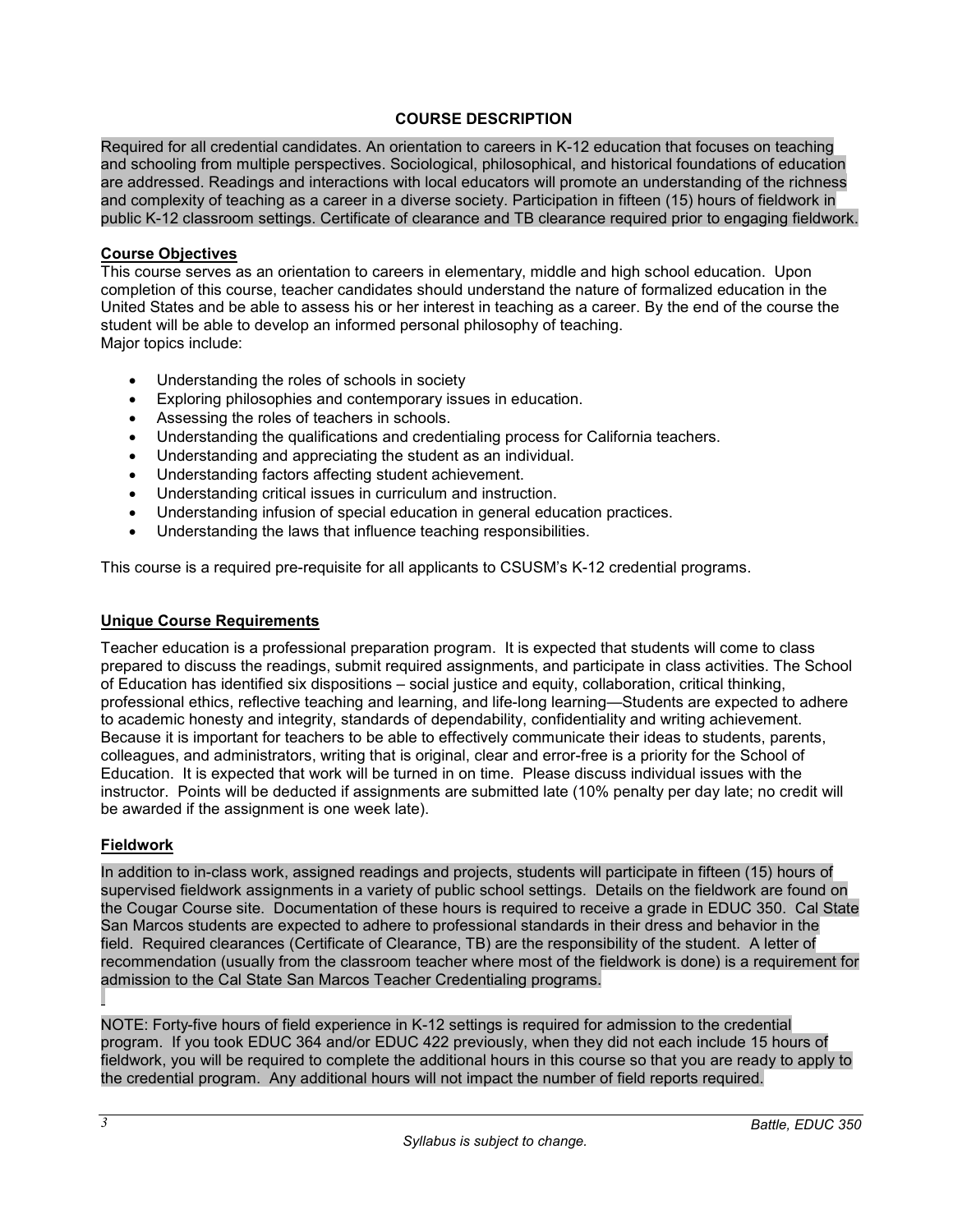## COURSE DESCRIPTION

Required for all credential candidates. An orientation to careers in K-12 education that focuses on teaching and schooling from multiple perspectives. Sociological, philosophical, and historical foundations of education are addressed. Readings and interactions with local educators will promote an understanding of the richness and complexity of teaching as a career in a diverse society. Participation in fifteen (15) hours of fieldwork in public K-12 classroom settings. Certificate of clearance and TB clearance required prior to engaging fieldwork.

### Course Objectives

This course serves as an orientation to careers in elementary, middle and high school education. Upon completion of this course, teacher candidates should understand the nature of formalized education in the United States and be able to assess his or her interest in teaching as a career. By the end of the course the student will be able to develop an informed personal philosophy of teaching.
Major topics include:

- Understanding the roles of schools in society
- Exploring philosophies and contemporary issues in education.
- Assessing the roles of teachers in schools.
- Understanding the qualifications and credentialing process for California teachers.
- Understanding and appreciating the student as an individual.
- Understanding factors affecting student achievement.
- Understanding critical issues in curriculum and instruction.
- Understanding infusion of special education in general education practices.
- Understanding the laws that influence teaching responsibilities.

This course is a required pre-requisite for all applicants to CSUSM's K-12 credential programs.

### Unique Course Requirements

Teacher education is a professional preparation program. It is expected that students will come to class prepared to discuss the readings, submit required assignments, and participate in class activities. The School of Education has identified six dispositions – social justice and equity, collaboration, critical thinking, professional ethics, reflective teaching and learning, and life-long learning—Students are expected to adhere to academic honesty and integrity, standards of dependability, confidentiality and writing achievement. Because it is important for teachers to be able to effectively communicate their ideas to students, parents, colleagues, and administrators, writing that is original, clear and error-free is a priority for the School of Education. It is expected that work will be turned in on time. Please discuss individual issues with the instructor. Points will be deducted if assignments are submitted late (10% penalty per day late; no credit will be awarded if the assignment is one week late).

### Fieldwork

In addition to in-class work, assigned readings and projects, students will participate in fifteen (15) hours of supervised fieldwork assignments in a variety of public school settings. Details on the fieldwork are found on the Cougar Course site. Documentation of these hours is required to receive a grade in EDUC 350. Cal State San Marcos students are expected to adhere to professional standards in their dress and behavior in the field. Required clearances (Certificate of Clearance, TB) are the responsibility of the student. A letter of recommendation (usually from the classroom teacher where most of the fieldwork is done) is a requirement for admission to the Cal State San Marcos Teacher Credentialing programs.

NOTE: Forty-five hours of field experience in K-12 settings is required for admission to the credential program. If you took EDUC 364 and/or EDUC 422 previously, when they did not each include 15 hours of fieldwork, you will be required to complete the additional hours in this course so that you are ready to apply to the credential program. Any additional hours will not impact the number of field reports required.

*Syllabus is subject to change.*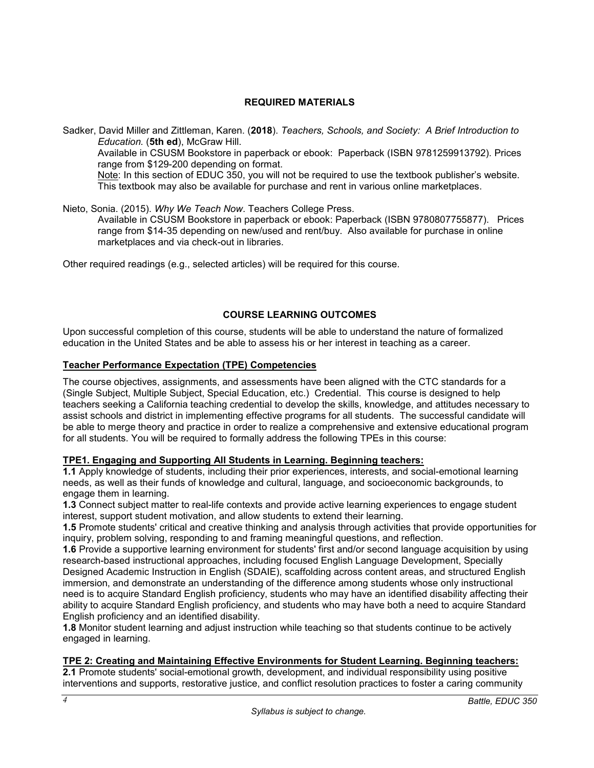## REQUIRED MATERIALS

Sadker, David Miller and Zittleman, Karen. (**2018**). *Teachers, Schools, and Society: A Brief Introduction to Education.* (**5th ed**), McGraw Hill.

Available in CSUSM Bookstore in paperback or ebook: Paperback (ISBN 9781259913792). Prices range from $129-200 depending on format.

Note: In this section of EDUC 350, you will not be required to use the textbook publisher's website. This textbook may also be available for purchase and rent in various online marketplaces.

Nieto, Sonia. (2015). *Why We Teach Now*. Teachers College Press.

Available in CSUSM Bookstore in paperback or ebook: Paperback (ISBN 9780807755877). Prices range from $14-35 depending on new/used and rent/buy. Also available for purchase in online marketplaces and via check-out in libraries.

Other required readings (e.g., selected articles) will be required for this course.

## COURSE LEARNING OUTCOMES

Upon successful completion of this course, students will be able to understand the nature of formalized education in the United States and be able to assess his or her interest in teaching as a career.

### Teacher Performance Expectation (TPE) Competencies

The course objectives, assignments, and assessments have been aligned with the CTC standards for a (Single Subject, Multiple Subject, Special Education, etc.) Credential. This course is designed to help teachers seeking a California teaching credential to develop the skills, knowledge, and attitudes necessary to assist schools and district in implementing effective programs for all students. The successful candidate will be able to merge theory and practice in order to realize a comprehensive and extensive educational program for all students. You will be required to formally address the following TPEs in this course:

**TPE1. Engaging and Supporting All Students in Learning. Beginning teachers:**

**1.1** Apply knowledge of students, including their prior experiences, interests, and social-emotional learning needs, as well as their funds of knowledge and cultural, language, and socioeconomic backgrounds, to engage them in learning.

**1.3** Connect subject matter to real-life contexts and provide active learning experiences to engage student interest, support student motivation, and allow students to extend their learning.

**1.5** Promote students' critical and creative thinking and analysis through activities that provide opportunities for inquiry, problem solving, responding to and framing meaningful questions, and reflection.

**1.6** Provide a supportive learning environment for students' first and/or second language acquisition by using research-based instructional approaches, including focused English Language Development, Specially Designed Academic Instruction in English (SDAIE), scaffolding across content areas, and structured English immersion, and demonstrate an understanding of the difference among students whose only instructional need is to acquire Standard English proficiency, students who may have an identified disability affecting their ability to acquire Standard English proficiency, and students who may have both a need to acquire Standard English proficiency and an identified disability.

**1.8** Monitor student learning and adjust instruction while teaching so that students continue to be actively engaged in learning.

**TPE 2: Creating and Maintaining Effective Environments for Student Learning. Beginning teachers:**

**2.1** Promote students' social-emotional growth, development, and individual responsibility using positive interventions and supports, restorative justice, and conflict resolution practices to foster a caring community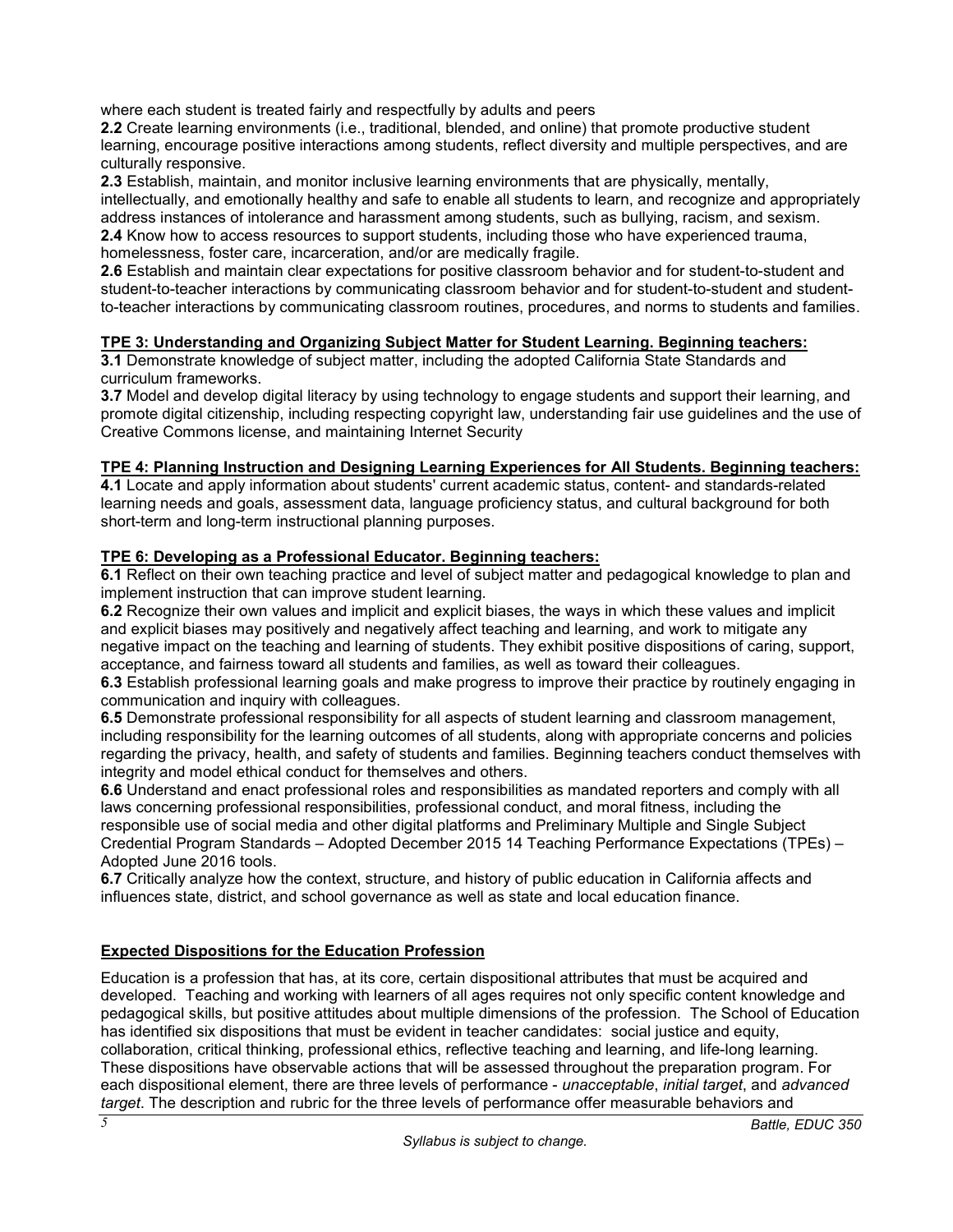where each student is treated fairly and respectfully by adults and peers

**2.2** Create learning environments (i.e., traditional, blended, and online) that promote productive student learning, encourage positive interactions among students, reflect diversity and multiple perspectives, and are culturally responsive.

**2.3** Establish, maintain, and monitor inclusive learning environments that are physically, mentally, intellectually, and emotionally healthy and safe to enable all students to learn, and recognize and appropriately address instances of intolerance and harassment among students, such as bullying, racism, and sexism.

**2.4** Know how to access resources to support students, including those who have experienced trauma, homelessness, foster care, incarceration, and/or are medically fragile.

**2.6** Establish and maintain clear expectations for positive classroom behavior and for student-to-student and student-to-teacher interactions by communicating classroom behavior and for student-to-student and student-to-teacher interactions by communicating classroom routines, procedures, and norms to students and families.

**TPE 3: Understanding and Organizing Subject Matter for Student Learning. Beginning teachers:**

**3.1** Demonstrate knowledge of subject matter, including the adopted California State Standards and curriculum frameworks.

**3.7** Model and develop digital literacy by using technology to engage students and support their learning, and promote digital citizenship, including respecting copyright law, understanding fair use guidelines and the use of Creative Commons license, and maintaining Internet Security

**TPE 4: Planning Instruction and Designing Learning Experiences for All Students. Beginning teachers:**

**4.1** Locate and apply information about students' current academic status, content- and standards-related learning needs and goals, assessment data, language proficiency status, and cultural background for both short-term and long-term instructional planning purposes.

**TPE 6: Developing as a Professional Educator. Beginning teachers:**

**6.1** Reflect on their own teaching practice and level of subject matter and pedagogical knowledge to plan and implement instruction that can improve student learning.

**6.2** Recognize their own values and implicit and explicit biases, the ways in which these values and implicit and explicit biases may positively and negatively affect teaching and learning, and work to mitigate any negative impact on the teaching and learning of students. They exhibit positive dispositions of caring, support, acceptance, and fairness toward all students and families, as well as toward their colleagues.

**6.3** Establish professional learning goals and make progress to improve their practice by routinely engaging in communication and inquiry with colleagues.

**6.5** Demonstrate professional responsibility for all aspects of student learning and classroom management, including responsibility for the learning outcomes of all students, along with appropriate concerns and policies regarding the privacy, health, and safety of students and families. Beginning teachers conduct themselves with integrity and model ethical conduct for themselves and others.

**6.6** Understand and enact professional roles and responsibilities as mandated reporters and comply with all laws concerning professional responsibilities, professional conduct, and moral fitness, including the responsible use of social media and other digital platforms and Preliminary Multiple and Single Subject Credential Program Standards – Adopted December 2015 14 Teaching Performance Expectations (TPEs) – Adopted June 2016 tools.

**6.7** Critically analyze how the context, structure, and history of public education in California affects and influences state, district, and school governance as well as state and local education finance.

## Expected Dispositions for the Education Profession

Education is a profession that has, at its core, certain dispositional attributes that must be acquired and developed. Teaching and working with learners of all ages requires not only specific content knowledge and pedagogical skills, but positive attitudes about multiple dimensions of the profession. The School of Education has identified six dispositions that must be evident in teacher candidates: social justice and equity, collaboration, critical thinking, professional ethics, reflective teaching and learning, and life-long learning. These dispositions have observable actions that will be assessed throughout the preparation program. For each dispositional element, there are three levels of performance - *unacceptable*, *initial target*, and *advanced target*. The description and rubric for the three levels of performance offer measurable behaviors and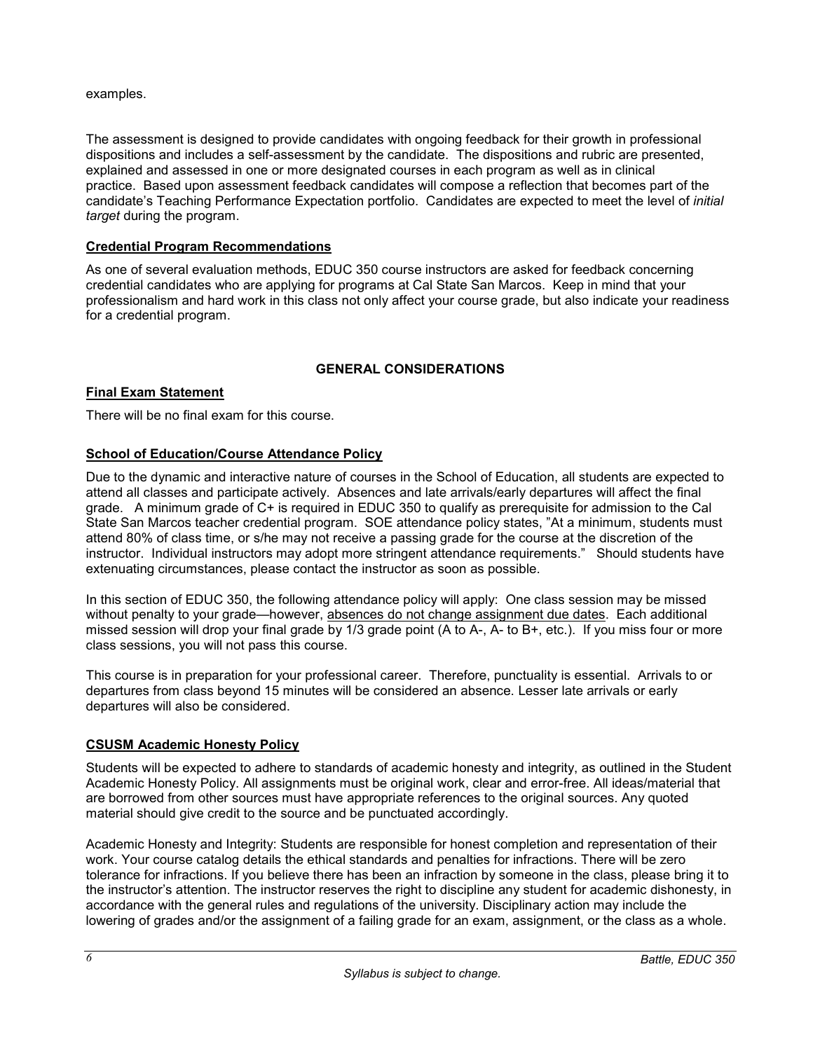examples.

The assessment is designed to provide candidates with ongoing feedback for their growth in professional dispositions and includes a self-assessment by the candidate. The dispositions and rubric are presented, explained and assessed in one or more designated courses in each program as well as in clinical practice. Based upon assessment feedback candidates will compose a reflection that becomes part of the candidate's Teaching Performance Expectation portfolio. Candidates are expected to meet the level of *initial target* during the program.

**Credential Program Recommendations**

As one of several evaluation methods, EDUC 350 course instructors are asked for feedback concerning credential candidates who are applying for programs at Cal State San Marcos. Keep in mind that your professionalism and hard work in this class not only affect your course grade, but also indicate your readiness for a credential program.

## GENERAL CONSIDERATIONS

**Final Exam Statement**

There will be no final exam for this course.

**School of Education/Course Attendance Policy**

Due to the dynamic and interactive nature of courses in the School of Education, all students are expected to attend all classes and participate actively. Absences and late arrivals/early departures will affect the final grade. A minimum grade of C+ is required in EDUC 350 to qualify as prerequisite for admission to the Cal State San Marcos teacher credential program. SOE attendance policy states, "At a minimum, students must attend 80% of class time, or s/he may not receive a passing grade for the course at the discretion of the instructor. Individual instructors may adopt more stringent attendance requirements." Should students have extenuating circumstances, please contact the instructor as soon as possible.

In this section of EDUC 350, the following attendance policy will apply: One class session may be missed without penalty to your grade—however, absences do not change assignment due dates. Each additional missed session will drop your final grade by 1/3 grade point (A to A-, A- to B+, etc.). If you miss four or more class sessions, you will not pass this course.

This course is in preparation for your professional career. Therefore, punctuality is essential. Arrivals to or departures from class beyond 15 minutes will be considered an absence. Lesser late arrivals or early departures will also be considered.

**CSUSM Academic Honesty Policy**

Students will be expected to adhere to standards of academic honesty and integrity, as outlined in the Student Academic Honesty Policy. All assignments must be original work, clear and error-free. All ideas/material that are borrowed from other sources must have appropriate references to the original sources. Any quoted material should give credit to the source and be punctuated accordingly.

Academic Honesty and Integrity: Students are responsible for honest completion and representation of their work. Your course catalog details the ethical standards and penalties for infractions. There will be zero tolerance for infractions. If you believe there has been an infraction by someone in the class, please bring it to the instructor's attention. The instructor reserves the right to discipline any student for academic dishonesty, in accordance with the general rules and regulations of the university. Disciplinary action may include the lowering of grades and/or the assignment of a failing grade for an exam, assignment, or the class as a whole.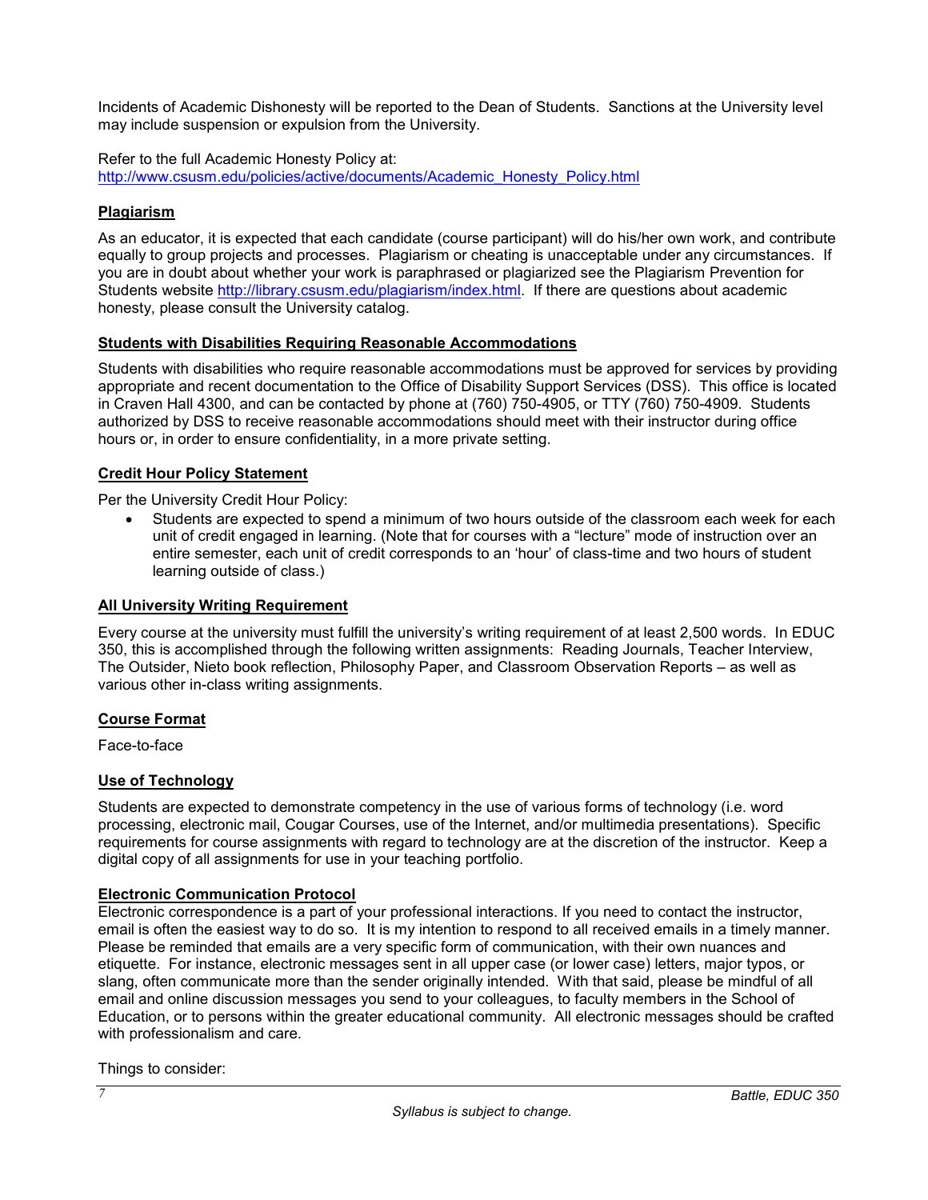Incidents of Academic Dishonesty will be reported to the Dean of Students. Sanctions at the University level may include suspension or expulsion from the University.

Refer to the full Academic Honesty Policy at: http://www.csusm.edu/policies/active/documents/Academic_Honesty_Policy.html

## Plagiarism

As an educator, it is expected that each candidate (course participant) will do his/her own work, and contribute equally to group projects and processes. Plagiarism or cheating is unacceptable under any circumstances. If you are in doubt about whether your work is paraphrased or plagiarized see the Plagiarism Prevention for Students website http://library.csusm.edu/plagiarism/index.html. If there are questions about academic honesty, please consult the University catalog.

## Students with Disabilities Requiring Reasonable Accommodations

Students with disabilities who require reasonable accommodations must be approved for services by providing appropriate and recent documentation to the Office of Disability Support Services (DSS). This office is located in Craven Hall 4300, and can be contacted by phone at (760) 750-4905, or TTY (760) 750-4909. Students authorized by DSS to receive reasonable accommodations should meet with their instructor during office hours or, in order to ensure confidentiality, in a more private setting.

## Credit Hour Policy Statement

Per the University Credit Hour Policy:

- Students are expected to spend a minimum of two hours outside of the classroom each week for each unit of credit engaged in learning. (Note that for courses with a "lecture" mode of instruction over an entire semester, each unit of credit corresponds to an 'hour' of class-time and two hours of student learning outside of class.)

## All University Writing Requirement

Every course at the university must fulfill the university's writing requirement of at least 2,500 words. In EDUC 350, this is accomplished through the following written assignments: Reading Journals, Teacher Interview, The Outsider, Nieto book reflection, Philosophy Paper, and Classroom Observation Reports – as well as various other in-class writing assignments.

## Course Format

Face-to-face

## Use of Technology

Students are expected to demonstrate competency in the use of various forms of technology (i.e. word processing, electronic mail, Cougar Courses, use of the Internet, and/or multimedia presentations). Specific requirements for course assignments with regard to technology are at the discretion of the instructor. Keep a digital copy of all assignments for use in your teaching portfolio.

## Electronic Communication Protocol

Electronic correspondence is a part of your professional interactions. If you need to contact the instructor, email is often the easiest way to do so. It is my intention to respond to all received emails in a timely manner. Please be reminded that emails are a very specific form of communication, with their own nuances and etiquette. For instance, electronic messages sent in all upper case (or lower case) letters, major typos, or slang, often communicate more than the sender originally intended. With that said, please be mindful of all email and online discussion messages you send to your colleagues, to faculty members in the School of Education, or to persons within the greater educational community. All electronic messages should be crafted with professionalism and care.

Things to consider: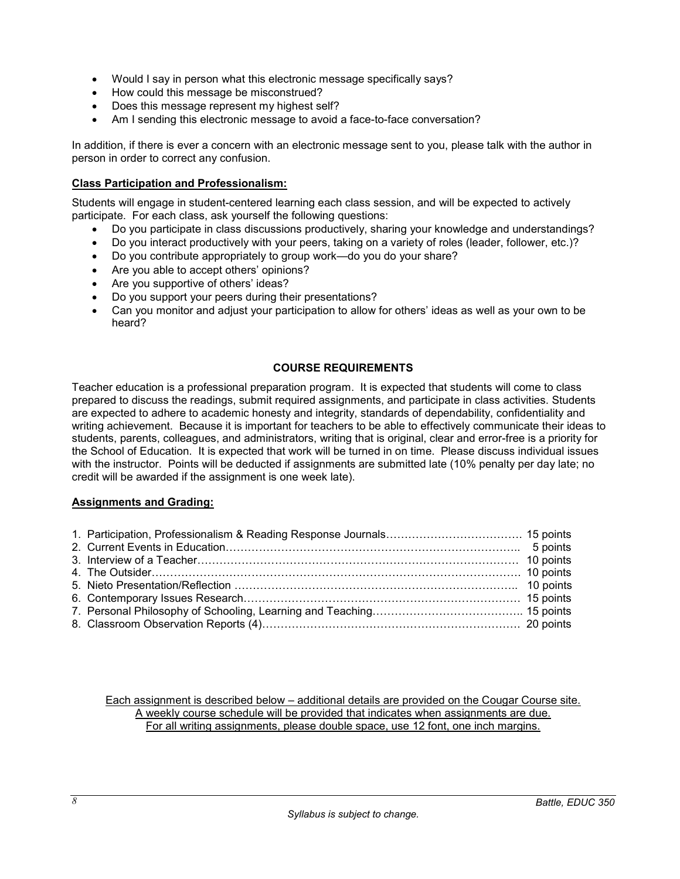- Would I say in person what this electronic message specifically says?
- How could this message be misconstrued?
- Does this message represent my highest self?
- Am I sending this electronic message to avoid a face-to-face conversation?

In addition, if there is ever a concern with an electronic message sent to you, please talk with the author in person in order to correct any confusion.

**Class Participation and Professionalism:**

Students will engage in student-centered learning each class session, and will be expected to actively participate. For each class, ask yourself the following questions:

- Do you participate in class discussions productively, sharing your knowledge and understandings?
- Do you interact productively with your peers, taking on a variety of roles (leader, follower, etc.)?
- Do you contribute appropriately to group work—do you do your share?
- Are you able to accept others' opinions?
- Are you supportive of others' ideas?
- Do you support your peers during their presentations?
- Can you monitor and adjust your participation to allow for others' ideas as well as your own to be heard?

## COURSE REQUIREMENTS

Teacher education is a professional preparation program. It is expected that students will come to class prepared to discuss the readings, submit required assignments, and participate in class activities. Students are expected to adhere to academic honesty and integrity, standards of dependability, confidentiality and writing achievement. Because it is important for teachers to be able to effectively communicate their ideas to students, parents, colleagues, and administrators, writing that is original, clear and error-free is a priority for the School of Education. It is expected that work will be turned in on time. Please discuss individual issues with the instructor. Points will be deducted if assignments are submitted late (10% penalty per day late; no credit will be awarded if the assignment is one week late).

**Assignments and Grading:**

1. Participation, Professionalism & Reading Response Journals………………………………. 15 points
2. Current Events in Education……………………………………………………………………….. 5 points
3. Interview of a Teacher………………………………………………………………………………. 10 points
4. The Outsider…………………………………………………………………………………………. 10 points
5. Nieto Presentation/Reflection ……………………………………………………………………. 10 points
6. Contemporary Issues Research…………………………………………………………………… 15 points
7. Personal Philosophy of Schooling, Learning and Teaching………………………………….. 15 points
8. Classroom Observation Reports (4)……………………………………………………………… 20 points

Each assignment is described below – additional details are provided on the Cougar Course site.
A weekly course schedule will be provided that indicates when assignments are due.
For all writing assignments, please double space, use 12 font, one inch margins.

*Syllabus is subject to change.*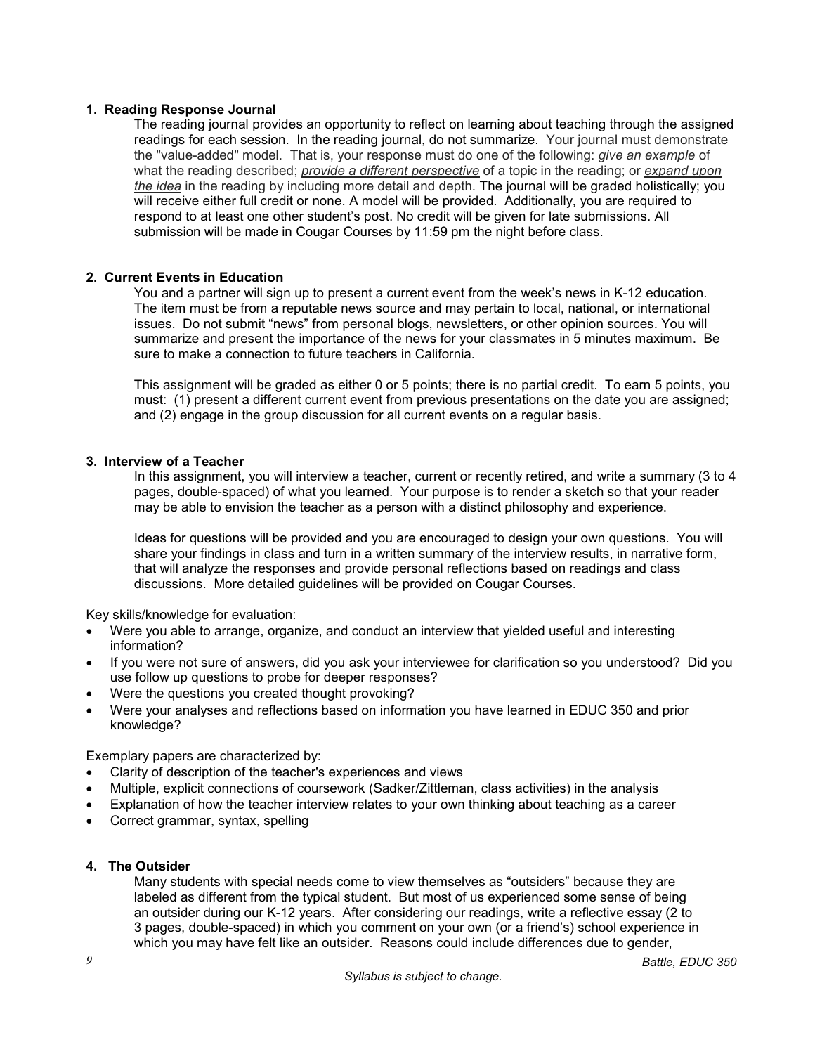### 1. Reading Response Journal

The reading journal provides an opportunity to reflect on learning about teaching through the assigned readings for each session. In the reading journal, do not summarize. Your journal must demonstrate the "value-added" model. That is, your response must do one of the following: ***give an example*** of what the reading described; ***provide a different perspective*** of a topic in the reading; or ***expand upon the idea*** in the reading by including more detail and depth. The journal will be graded holistically; you will receive either full credit or none. A model will be provided. Additionally, you are required to respond to at least one other student's post. No credit will be given for late submissions. All submission will be made in Cougar Courses by 11:59 pm the night before class.

### 2. Current Events in Education

You and a partner will sign up to present a current event from the week's news in K-12 education. The item must be from a reputable news source and may pertain to local, national, or international issues. Do not submit "news" from personal blogs, newsletters, or other opinion sources. You will summarize and present the importance of the news for your classmates in 5 minutes maximum. Be sure to make a connection to future teachers in California.

This assignment will be graded as either 0 or 5 points; there is no partial credit. To earn 5 points, you must: (1) present a different current event from previous presentations on the date you are assigned; and (2) engage in the group discussion for all current events on a regular basis.

### 3. Interview of a Teacher

In this assignment, you will interview a teacher, current or recently retired, and write a summary (3 to 4 pages, double-spaced) of what you learned. Your purpose is to render a sketch so that your reader may be able to envision the teacher as a person with a distinct philosophy and experience.

Ideas for questions will be provided and you are encouraged to design your own questions. You will share your findings in class and turn in a written summary of the interview results, in narrative form, that will analyze the responses and provide personal reflections based on readings and class discussions. More detailed guidelines will be provided on Cougar Courses.

Key skills/knowledge for evaluation:

- Were you able to arrange, organize, and conduct an interview that yielded useful and interesting information?
- If you were not sure of answers, did you ask your interviewee for clarification so you understood? Did you use follow up questions to probe for deeper responses?
- Were the questions you created thought provoking?
- Were your analyses and reflections based on information you have learned in EDUC 350 and prior knowledge?

Exemplary papers are characterized by:

- Clarity of description of the teacher's experiences and views
- Multiple, explicit connections of coursework (Sadker/Zittleman, class activities) in the analysis
- Explanation of how the teacher interview relates to your own thinking about teaching as a career
- Correct grammar, syntax, spelling

### 4. The Outsider

Many students with special needs come to view themselves as "outsiders" because they are labeled as different from the typical student. But most of us experienced some sense of being an outsider during our K-12 years. After considering our readings, write a reflective essay (2 to 3 pages, double-spaced) in which you comment on your own (or a friend's) school experience in which you may have felt like an outsider. Reasons could include differences due to gender,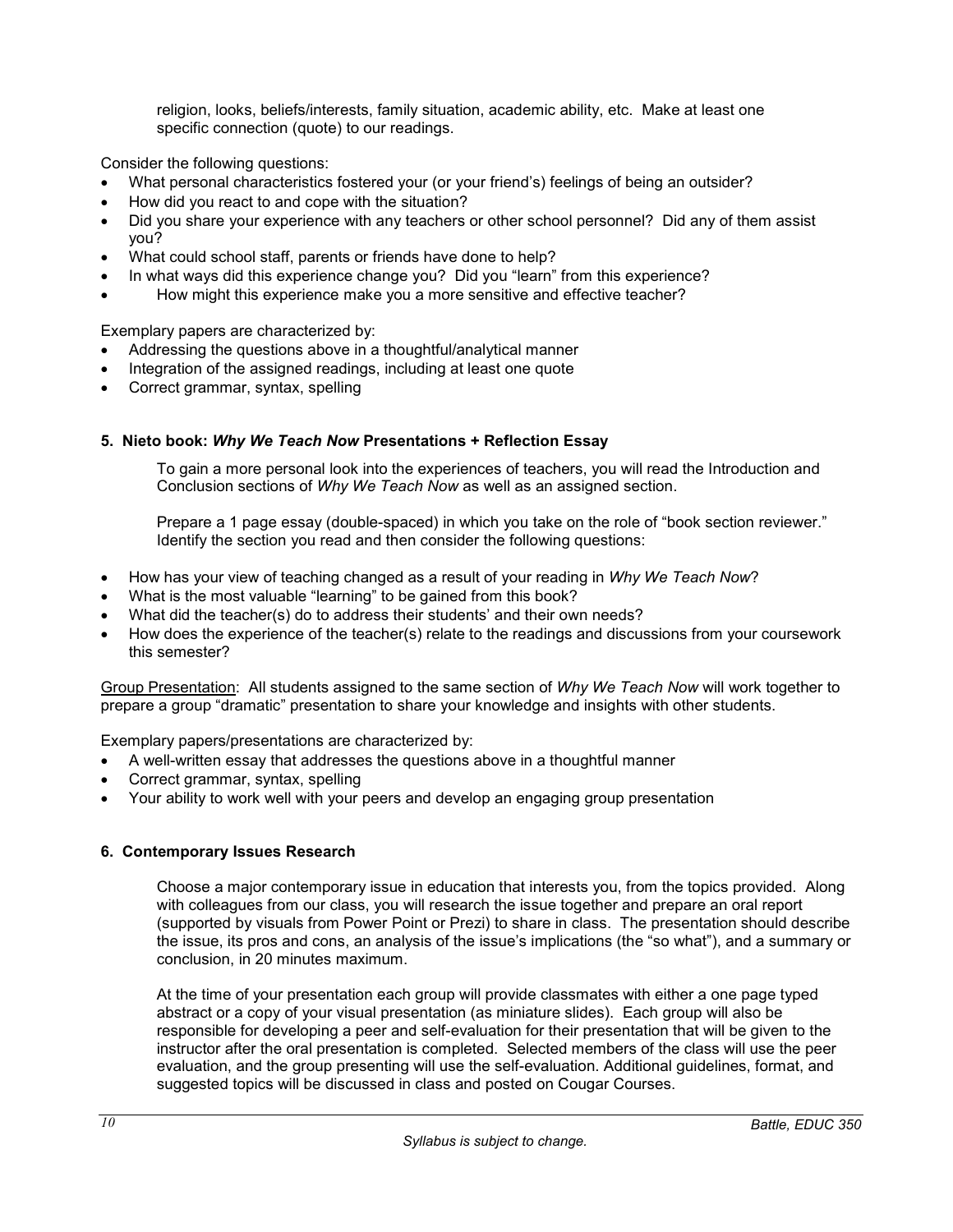religion, looks, beliefs/interests, family situation, academic ability, etc. Make at least one specific connection (quote) to our readings.

Consider the following questions:

- What personal characteristics fostered your (or your friend's) feelings of being an outsider?
- How did you react to and cope with the situation?
- Did you share your experience with any teachers or other school personnel? Did any of them assist you?
- What could school staff, parents or friends have done to help?
- In what ways did this experience change you? Did you "learn" from this experience?
- How might this experience make you a more sensitive and effective teacher?

Exemplary papers are characterized by:

- Addressing the questions above in a thoughtful/analytical manner
- Integration of the assigned readings, including at least one quote
- Correct grammar, syntax, spelling

### 5. Nieto book: *Why We Teach Now* Presentations + Reflection Essay

To gain a more personal look into the experiences of teachers, you will read the Introduction and Conclusion sections of *Why We Teach Now* as well as an assigned section.

Prepare a 1 page essay (double-spaced) in which you take on the role of "book section reviewer." Identify the section you read and then consider the following questions:

- How has your view of teaching changed as a result of your reading in *Why We Teach Now*?
- What is the most valuable "learning" to be gained from this book?
- What did the teacher(s) do to address their students' and their own needs?
- How does the experience of the teacher(s) relate to the readings and discussions from your coursework this semester?

<u>Group Presentation</u>: All students assigned to the same section of *Why We Teach Now* will work together to prepare a group "dramatic" presentation to share your knowledge and insights with other students.

Exemplary papers/presentations are characterized by:

- A well-written essay that addresses the questions above in a thoughtful manner
- Correct grammar, syntax, spelling
- Your ability to work well with your peers and develop an engaging group presentation

### 6. Contemporary Issues Research

Choose a major contemporary issue in education that interests you, from the topics provided. Along with colleagues from our class, you will research the issue together and prepare an oral report (supported by visuals from Power Point or Prezi) to share in class. The presentation should describe the issue, its pros and cons, an analysis of the issue's implications (the "so what"), and a summary or conclusion, in 20 minutes maximum.

At the time of your presentation each group will provide classmates with either a one page typed abstract or a copy of your visual presentation (as miniature slides). Each group will also be responsible for developing a peer and self-evaluation for their presentation that will be given to the instructor after the oral presentation is completed. Selected members of the class will use the peer evaluation, and the group presenting will use the self-evaluation. Additional guidelines, format, and suggested topics will be discussed in class and posted on Cougar Courses.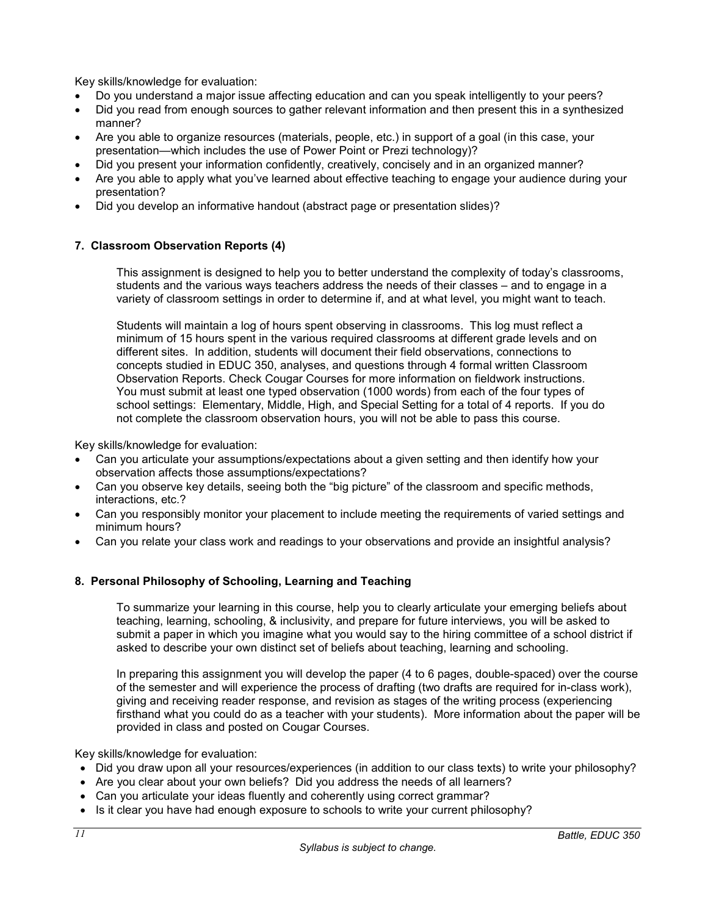Key skills/knowledge for evaluation:

- Do you understand a major issue affecting education and can you speak intelligently to your peers?
- Did you read from enough sources to gather relevant information and then present this in a synthesized manner?
- Are you able to organize resources (materials, people, etc.) in support of a goal (in this case, your presentation—which includes the use of Power Point or Prezi technology)?
- Did you present your information confidently, creatively, concisely and in an organized manner?
- Are you able to apply what you've learned about effective teaching to engage your audience during your presentation?
- Did you develop an informative handout (abstract page or presentation slides)?

**7. Classroom Observation Reports (4)**

This assignment is designed to help you to better understand the complexity of today's classrooms, students and the various ways teachers address the needs of their classes – and to engage in a variety of classroom settings in order to determine if, and at what level, you might want to teach.

Students will maintain a log of hours spent observing in classrooms. This log must reflect a minimum of 15 hours spent in the various required classrooms at different grade levels and on different sites. In addition, students will document their field observations, connections to concepts studied in EDUC 350, analyses, and questions through 4 formal written Classroom Observation Reports. Check Cougar Courses for more information on fieldwork instructions. You must submit at least one typed observation (1000 words) from each of the four types of school settings: Elementary, Middle, High, and Special Setting for a total of 4 reports. If you do not complete the classroom observation hours, you will not be able to pass this course.

Key skills/knowledge for evaluation:

- Can you articulate your assumptions/expectations about a given setting and then identify how your observation affects those assumptions/expectations?
- Can you observe key details, seeing both the "big picture" of the classroom and specific methods, interactions, etc.?
- Can you responsibly monitor your placement to include meeting the requirements of varied settings and minimum hours?
- Can you relate your class work and readings to your observations and provide an insightful analysis?

**8. Personal Philosophy of Schooling, Learning and Teaching**

To summarize your learning in this course, help you to clearly articulate your emerging beliefs about teaching, learning, schooling, & inclusivity, and prepare for future interviews, you will be asked to submit a paper in which you imagine what you would say to the hiring committee of a school district if asked to describe your own distinct set of beliefs about teaching, learning and schooling.

In preparing this assignment you will develop the paper (4 to 6 pages, double-spaced) over the course of the semester and will experience the process of drafting (two drafts are required for in-class work), giving and receiving reader response, and revision as stages of the writing process (experiencing firsthand what you could do as a teacher with your students). More information about the paper will be provided in class and posted on Cougar Courses.

Key skills/knowledge for evaluation:

- Did you draw upon all your resources/experiences (in addition to our class texts) to write your philosophy?
- Are you clear about your own beliefs? Did you address the needs of all learners?
- Can you articulate your ideas fluently and coherently using correct grammar?
- Is it clear you have had enough exposure to schools to write your current philosophy?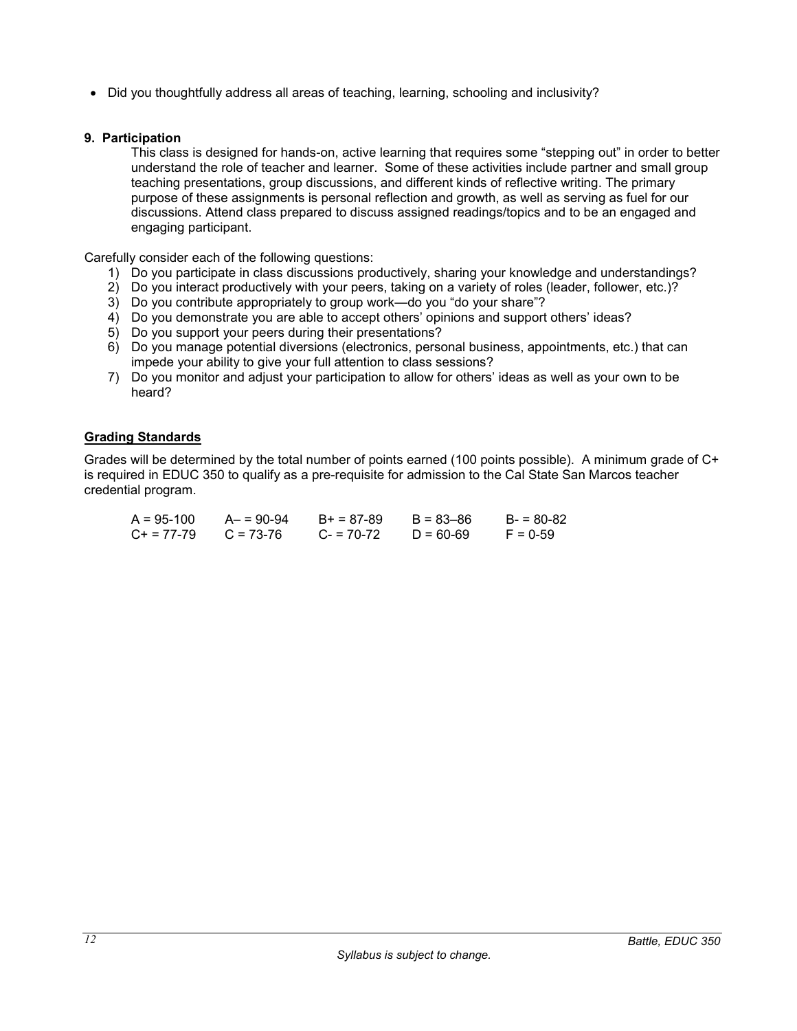- Did you thoughtfully address all areas of teaching, learning, schooling and inclusivity?

**9. Participation**

This class is designed for hands-on, active learning that requires some "stepping out" in order to better understand the role of teacher and learner. Some of these activities include partner and small group teaching presentations, group discussions, and different kinds of reflective writing. The primary purpose of these assignments is personal reflection and growth, as well as serving as fuel for our discussions. Attend class prepared to discuss assigned readings/topics and to be an engaged and engaging participant.

Carefully consider each of the following questions:

1) Do you participate in class discussions productively, sharing your knowledge and understandings?
2) Do you interact productively with your peers, taking on a variety of roles (leader, follower, etc.)?
3) Do you contribute appropriately to group work—do you "do your share"?
4) Do you demonstrate you are able to accept others' opinions and support others' ideas?
5) Do you support your peers during their presentations?
6) Do you manage potential diversions (electronics, personal business, appointments, etc.) that can impede your ability to give your full attention to class sessions?
7) Do you monitor and adjust your participation to allow for others' ideas as well as your own to be heard?

**Grading Standards**

Grades will be determined by the total number of points earned (100 points possible). A minimum grade of C+ is required in EDUC 350 to qualify as a pre-requisite for admission to the Cal State San Marcos teacher credential program.

| | | | | |
|---|---|---|---|---|
| A = 95-100 | A– = 90-94 | B+ = 87-89 | B = 83–86 | B- = 80-82 |
| C+ = 77-79 | C = 73-76 | C- = 70-72 | D = 60-69 | F = 0-59 |

*Syllabus is subject to change.*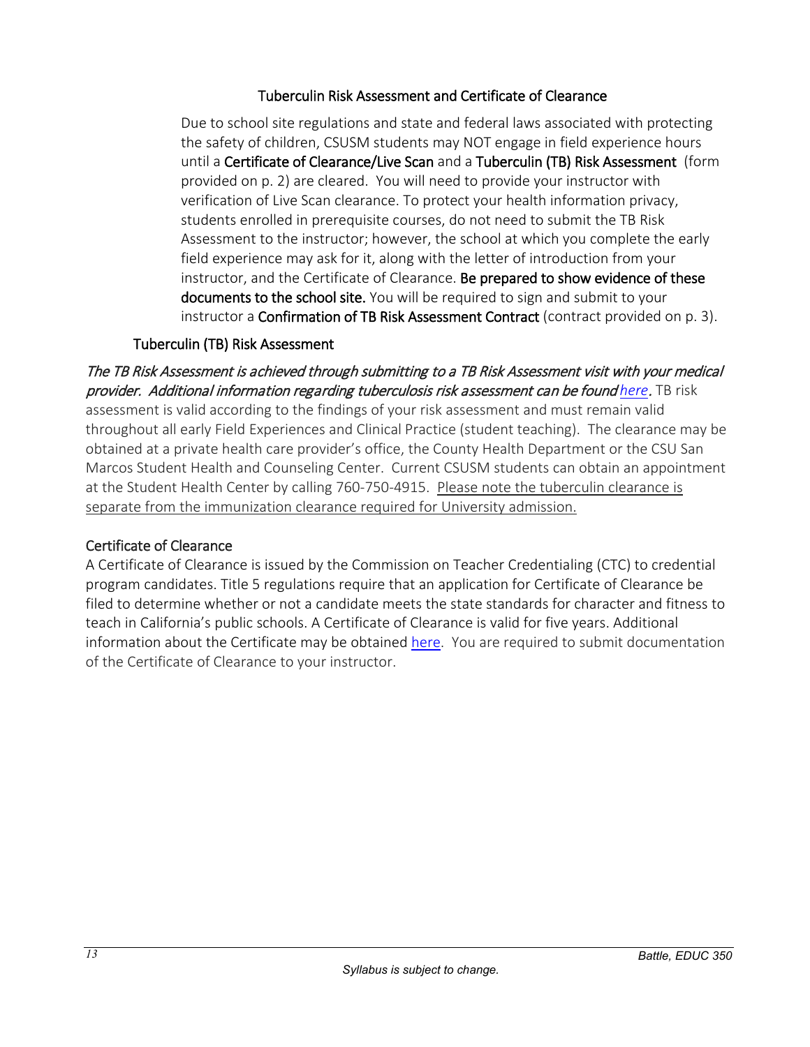## Tuberculin Risk Assessment and Certificate of Clearance

Due to school site regulations and state and federal laws associated with protecting the safety of children, CSUSM students may NOT engage in field experience hours until a **Certificate of Clearance/Live Scan** and a **Tuberculin (TB) Risk Assessment** (form provided on p. 2) are cleared. You will need to provide your instructor with verification of Live Scan clearance. To protect your health information privacy, students enrolled in prerequisite courses, do not need to submit the TB Risk Assessment to the instructor; however, the school at which you complete the early field experience may ask for it, along with the letter of introduction from your instructor, and the Certificate of Clearance. **Be prepared to show evidence of these documents to the school site.** You will be required to sign and submit to your instructor a **Confirmation of TB Risk Assessment Contract** (contract provided on p. 3).

### Tuberculin (TB) Risk Assessment

*The TB Risk Assessment is achieved through submitting to a TB Risk Assessment visit with your medical provider. Additional information regarding tuberculosis risk assessment can be found here.* TB risk assessment is valid according to the findings of your risk assessment and must remain valid throughout all early Field Experiences and Clinical Practice (student teaching). The clearance may be obtained at a private health care provider's office, the County Health Department or the CSU San Marcos Student Health and Counseling Center. Current CSUSM students can obtain an appointment at the Student Health Center by calling 760-750-4915. Please note the tuberculin clearance is separate from the immunization clearance required for University admission.

### Certificate of Clearance

A Certificate of Clearance is issued by the Commission on Teacher Credentialing (CTC) to credential program candidates. Title 5 regulations require that an application for Certificate of Clearance be filed to determine whether or not a candidate meets the state standards for character and fitness to teach in California's public schools. A Certificate of Clearance is valid for five years. Additional information about the Certificate may be obtained here. You are required to submit documentation of the Certificate of Clearance to your instructor.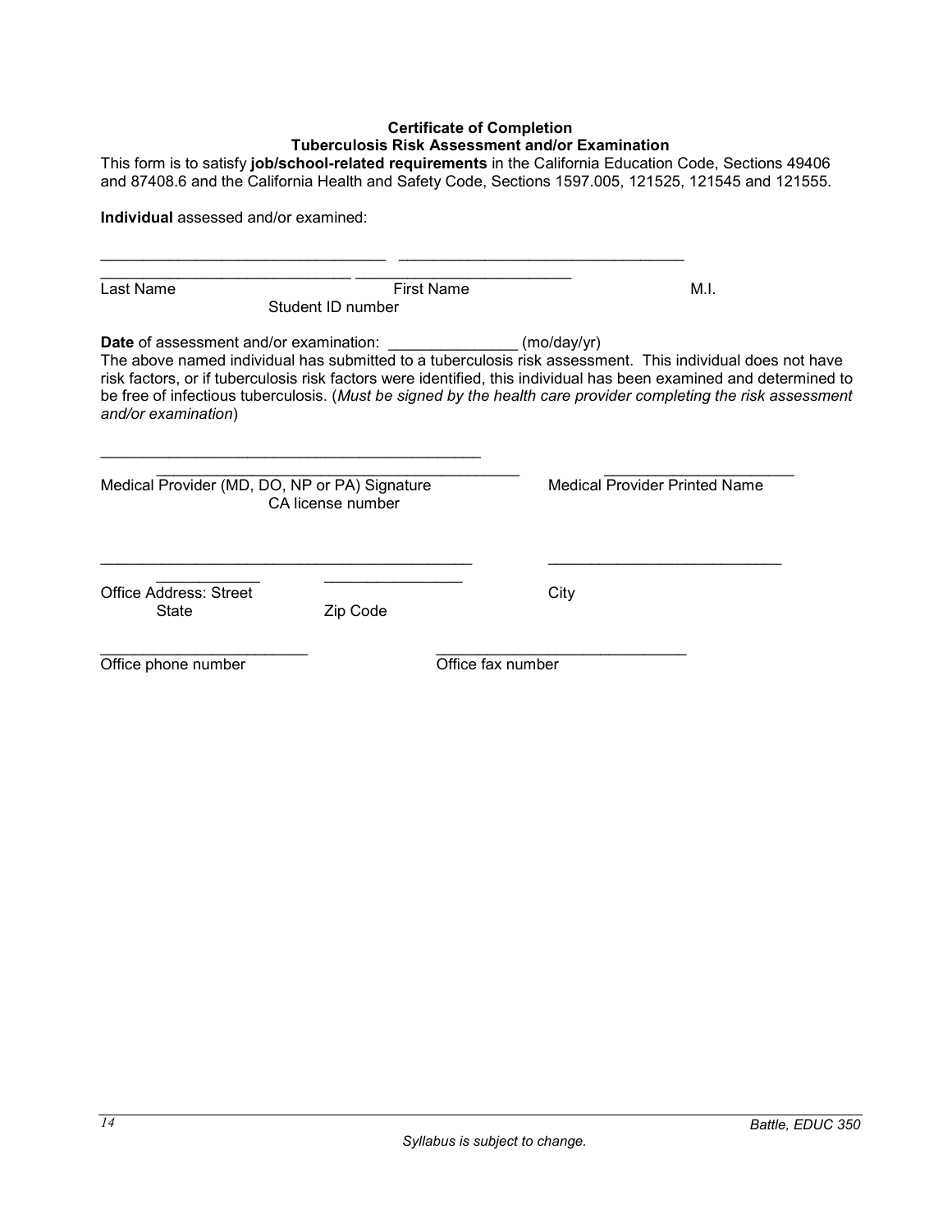**Certificate of Completion**
**Tuberculosis Risk Assessment and/or Examination**

This form is to satisfy **job/school-related requirements** in the California Education Code, Sections 49406 and 87408.6 and the California Health and Safety Code, Sections 1597.005, 121525, 121545 and 121555.

**Individual** assessed and/or examined:

_________________________________ _________________________________
_____________________________ _________________________

Last Name First Name M.I.

Student ID number

**Date** of assessment and/or examination: _______________ (mo/day/yr)

The above named individual has submitted to a tuberculosis risk assessment. This individual does not have risk factors, or if tuberculosis risk factors were identified, this individual has been examined and determined to be free of infectious tuberculosis. (*Must be signed by the health care provider completing the risk assessment and/or examination*)

____________________________________________
____________________________________________ _______________________

Medical Provider (MD, DO, NP or PA) Signature Medical Provider Printed Name

CA license number

___________________________________________ ___________________________
____________ ________________

Office Address: Street City

State Zip Code

________________________ _____________________________

Office phone number Office fax number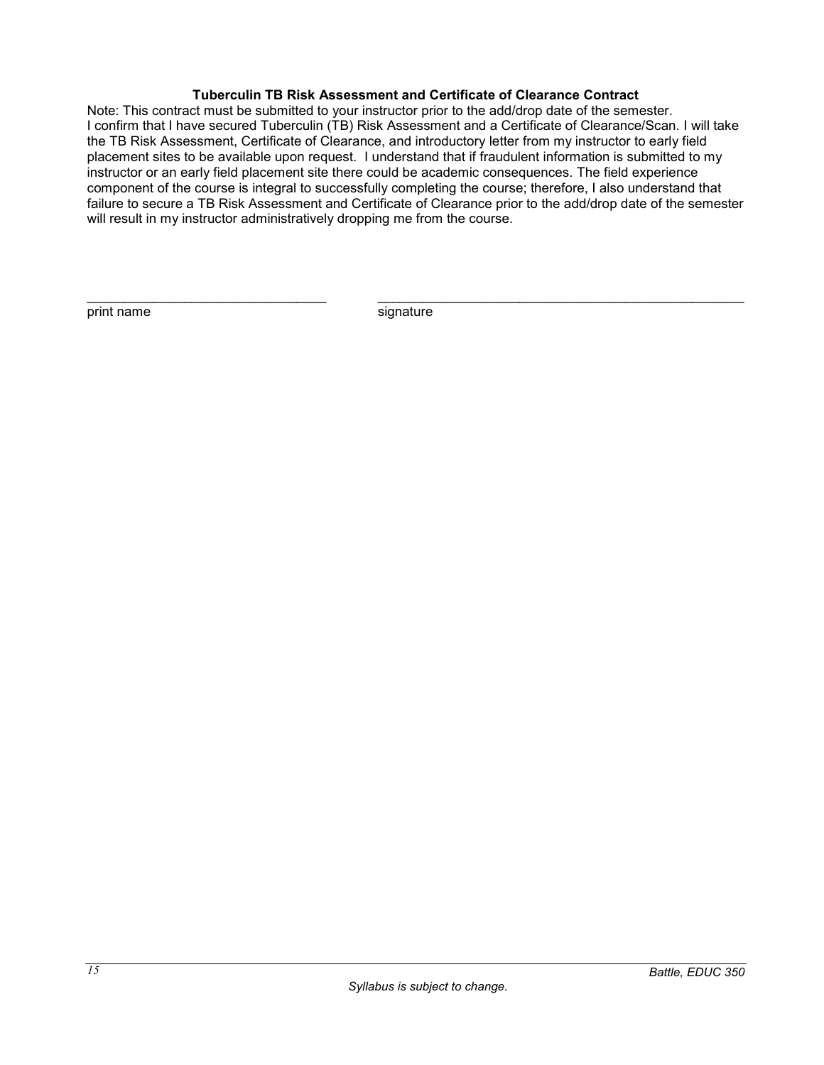**Tuberculin TB Risk Assessment and Certificate of Clearance Contract**

Note: This contract must be submitted to your instructor prior to the add/drop date of the semester.
I confirm that I have secured Tuberculin (TB) Risk Assessment and a Certificate of Clearance/Scan. I will take the TB Risk Assessment, Certificate of Clearance, and introductory letter from my instructor to early field placement sites to be available upon request. I understand that if fraudulent information is submitted to my instructor or an early field placement site there could be academic consequences. The field experience component of the course is integral to successfully completing the course; therefore, I also understand that failure to secure a TB Risk Assessment and Certificate of Clearance prior to the add/drop date of the semester will result in my instructor administratively dropping me from the course.

________________________________ ____________________________________________________

print name signature